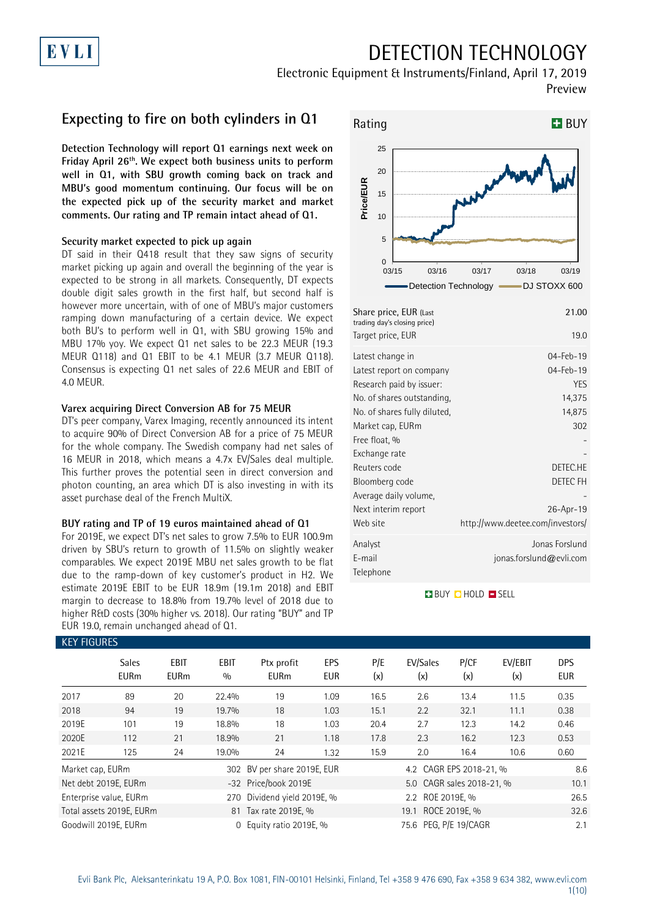# DETECTION TECHNOLOGY

Electronic Equipment & Instruments/Finland, April 17, 2019

Preview

## Expecting to fire on both cylinders in Q1

**Detection Technology will report Q1 earnings next week on Friday April 26th. We expect both business units to perform well in Q1, with SBU growth coming back on track and MBU's good momentum continuing. Our focus will be on the expected pick up of the security market and market comments. Our rating and TP remain intact ahead of Q1.**

### Security market expected to pick up again

DT said in their Q418 result that they saw signs of security market picking up again and overall the beginning of the year is expected to be strong in all markets. Consequently, DT expects double digit sales growth in the first half, but second half is however more uncertain, with of one of MBU's major customers ramping down manufacturing of a certain device. We expect both BU's to perform well in Q1, with SBU growing 15% and MBU 17% yoy. We expect Q1 net sales to be 22.3 MEUR (19.3 MEUR Q118) and Q1 EBIT to be 4.1 MEUR (3.7 MEUR Q118). Consensus is expecting Q1 net sales of 22.6 MEUR and EBIT of 4.0 MEUR.

### Varex acquiring Direct Conversion AB for 75 MEUR

DT's peer company, Varex Imaging, recently announced its intent to acquire 90% of Direct Conversion AB for a price of 75 MEUR for the whole company. The Swedish company had net sales of 16 MEUR in 2018, which means a 4.7x EV/Sales deal multiple. This further proves the potential seen in direct conversion and photon counting, an area which DT is also investing in with its asset purchase deal of the French MultiX.

### BUY rating and TP of 19 euros maintained ahead of Q1

For 2019E, we expect DT's net sales to grow 7.5% to EUR 100.9m driven by SBU's return to growth of 11.5% on slightly weaker comparables. We expect 2019E MBU net sales growth to be flat due to the ramp-down of key customer's product in H2. We estimate 2019E EBIT to be EUR 18.9m (19.1m 2018) and EBIT margin to decrease to 18.8% from 19.7% level of 2018 due to higher R&D costs (30% higher vs. 2018). Our rating "BUY" and TP EUR 19.0, remain unchanged ahead of Q1.

**Rating: BUY**

| | |
|---|---|
| Share price, EUR (Last trading day's closing price) | 21.00 |
| Target price, EUR | 19.0 |
| Latest change in | 04-Feb-19 |
| Latest report on company | 04-Feb-19 |
| Research paid by issuer: | YES |
| No. of shares outstanding, | 14,375 |
| No. of shares fully diluted, | 14,875 |
| Market cap, EURm | 302 |
| Free float, % | - |
| Exchange rate | - |
| Reuters code | DETEC.HE |
| Bloomberg code | DETEC FH |
| Average daily volume, | - |
| Next interim report | 26-Apr-19 |
| Web site | http://www.deetee.com/investors/ |
| Analyst | Jonas Forslund |
| E-mail | jonas.forslund@evli.com |
| Telephone | |

### KEY FIGURES

| | Sales EURm | EBIT EURm | EBIT % | Ptx profit EURm | EPS EUR | P/E (x) | EV/Sales (x) | P/CF (x) | EV/EBIT (x) | DPS EUR |
|---|---|---|---|---|---|---|---|---|---|---|
| 2017 | 89 | 20 | 22.4% | 19 | 1.09 | 16.5 | 2.6 | 13.4 | 11.5 | 0.35 |
| 2018 | 94 | 19 | 19.7% | 18 | 1.03 | 15.1 | 2.2 | 32.1 | 11.1 | 0.38 |
| 2019E | 101 | 19 | 18.8% | 18 | 1.03 | 20.4 | 2.7 | 12.3 | 14.2 | 0.46 |
| 2020E | 112 | 21 | 18.9% | 21 | 1.18 | 17.8 | 2.3 | 16.2 | 12.3 | 0.53 |
| 2021E | 125 | 24 | 19.0% | 24 | 1.32 | 15.9 | 2.0 | 16.4 | 10.6 | 0.60 |

| | | | | | |
|---|---|---|---|---|---|
| Market cap, EURm | 302 | BV per share 2019E, EUR | 4.2 | CAGR EPS 2018-21, % | 8.6 |
| Net debt 2019E, EURm | -32 | Price/book 2019E | 5.0 | CAGR sales 2018-21, % | 10.1 |
| Enterprise value, EURm | 270 | Dividend yield 2019E, % | 2.2 | ROE 2019E, % | 26.5 |
| Total assets 2019E, EURm | 81 | Tax rate 2019E, % | 19.1 | ROCE 2019E, % | 32.6 |
| Goodwill 2019E, EURm | 0 | Equity ratio 2019E, % | 75.6 | PEG, P/E 19/CAGR | 2.1 |

Evli Bank Plc, Aleksanterinkatu 19 A, P.O. Box 1081, FIN-00101 Helsinki, Finland, Tel +358 9 476 690, Fax +358 9 634 382, www.evli.com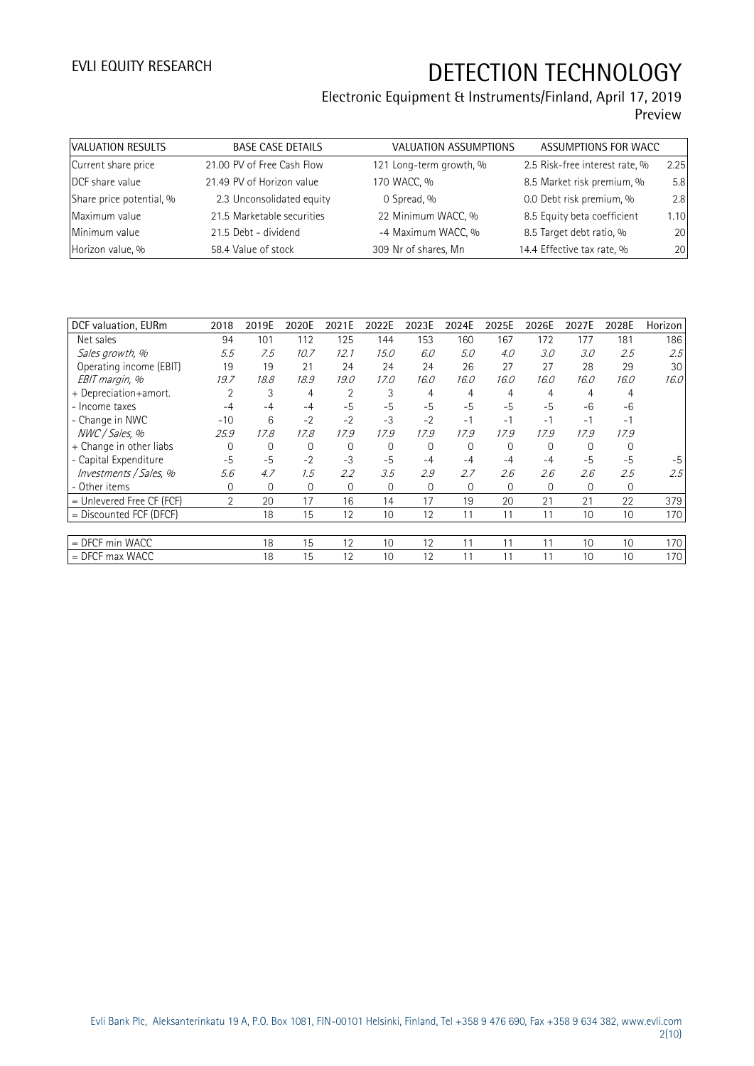# DETECTION TECHNOLOGY

Electronic Equipment & Instruments/Finland, April 17, 2019

Preview

| VALUATION RESULTS | | BASE CASE DETAILS | | VALUATION ASSUMPTIONS | | ASSUMPTIONS FOR WACC | |
|---|---|---|---|---|---|---|---|
| Current share price | 21.00 | PV of Free Cash Flow | 121 | Long-term growth, % | 2.5 | Risk-free interest rate, % | 2.25 |
| DCF share value | 21.49 | PV of Horizon value | 170 | WACC, % | 8.5 | Market risk premium, % | 5.8 |
| Share price potential, % | 2.3 | Unconsolidated equity | 0 | Spread, % | 0.0 | Debt risk premium, % | 2.8 |
| Maximum value | 21.5 | Marketable securities | 22 | Minimum WACC, % | 8.5 | Equity beta coefficient | 1.10 |
| Minimum value | 21.5 | Debt - dividend | -4 | Maximum WACC, % | 8.5 | Target debt ratio, % | 20 |
| Horizon value, % | 58.4 | Value of stock | 309 | Nr of shares, Mn | 14.4 | Effective tax rate, % | 20 |

| DCF valuation, EURm | 2018 | 2019E | 2020E | 2021E | 2022E | 2023E | 2024E | 2025E | 2026E | 2027E | 2028E | Horizon |
|---|---|---|---|---|---|---|---|---|---|---|---|---|
| Net sales | 94 | 101 | 112 | 125 | 144 | 153 | 160 | 167 | 172 | 177 | 181 | 186 |
| *Sales growth, %* | *5.5* | *7.5* | *10.7* | *12.1* | *15.0* | *6.0* | *5.0* | *4.0* | *3.0* | *3.0* | *2.5* | *2.5* |
| Operating income (EBIT) | 19 | 19 | 21 | 24 | 24 | 24 | 26 | 27 | 27 | 28 | 29 | 30 |
| *EBIT margin, %* | *19.7* | *18.8* | *18.9* | *19.0* | *17.0* | *16.0* | *16.0* | *16.0* | *16.0* | *16.0* | *16.0* | *16.0* |
| + Depreciation+amort. | 2 | 3 | 4 | 2 | 3 | 4 | 4 | 4 | 4 | 4 | 4 | |
| - Income taxes | -4 | -4 | -4 | -5 | -5 | -5 | -5 | -5 | -5 | -6 | -6 | |
| - Change in NWC | -10 | 6 | -2 | -2 | -3 | -2 | -1 | -1 | -1 | -1 | -1 | |
| *NWC / Sales, %* | *25.9* | *17.8* | *17.8* | *17.9* | *17.9* | *17.9* | *17.9* | *17.9* | *17.9* | *17.9* | *17.9* | |
| + Change in other liabs | 0 | 0 | 0 | 0 | 0 | 0 | 0 | 0 | 0 | 0 | 0 | |
| - Capital Expenditure | -5 | -5 | -2 | -3 | -5 | -4 | -4 | -4 | -4 | -5 | -5 | -5 |
| *Investments / Sales, %* | *5.6* | *4.7* | *1.5* | *2.2* | *3.5* | *2.9* | *2.7* | *2.6* | *2.6* | *2.6* | *2.5* | *2.5* |
| - Other items | 0 | 0 | 0 | 0 | 0 | 0 | 0 | 0 | 0 | 0 | 0 | |
| = Unlevered Free CF (FCF) | 2 | 20 | 17 | 16 | 14 | 17 | 19 | 20 | 21 | 21 | 22 | 379 |
| = Discounted FCF (DFCF) | | 18 | 15 | 12 | 10 | 12 | 11 | 11 | 11 | 10 | 10 | 170 |
| | | | | | | | | | | | | |
| = DFCF min WACC | | 18 | 15 | 12 | 10 | 12 | 11 | 11 | 11 | 10 | 10 | 170 |
| = DFCF max WACC | | 18 | 15 | 12 | 10 | 12 | 11 | 11 | 11 | 10 | 10 | 170 |

Evli Bank Plc, Aleksanterinkatu 19 A, P.O. Box 1081, FIN-00101 Helsinki, Finland, Tel +358 9 476 690, Fax +358 9 634 382, www.evli.com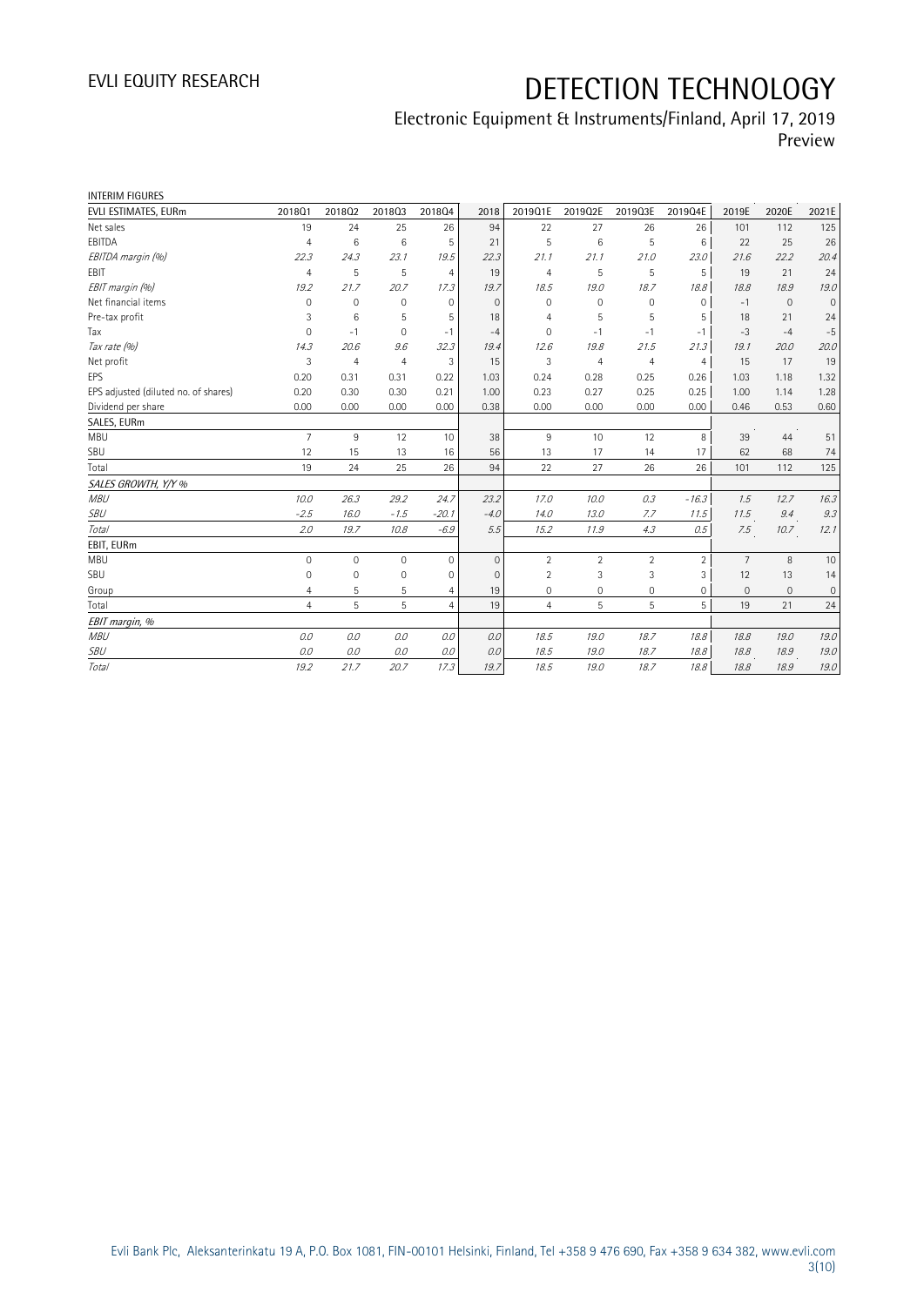# DETECTION TECHNOLOGY

Electronic Equipment & Instruments/Finland, April 17, 2019
Preview

INTERIM FIGURES

| EVLI ESTIMATES, EURm | 2018Q1 | 2018Q2 | 2018Q3 | 2018Q4 | 2018 | 2019Q1E | 2019Q2E | 2019Q3E | 2019Q4E | 2019E | 2020E | 2021E |
|---|---|---|---|---|---|---|---|---|---|---|---|---|
| Net sales | 19 | 24 | 25 | 26 | 94 | 22 | 27 | 26 | 26 | 101 | 112 | 125 |
| EBITDA | 4 | 6 | 6 | 5 | 21 | 5 | 6 | 5 | 6 | 22 | 25 | 26 |
| *EBITDA margin (%)* | *22.3* | *24.3* | *23.1* | *19.5* | *22.3* | *21.1* | *21.1* | *21.0* | *23.0* | *21.6* | *22.2* | *20.4* |
| EBIT | 4 | 5 | 5 | 4 | 19 | 4 | 5 | 5 | 5 | 19 | 21 | 24 |
| *EBIT margin (%)* | *19.2* | *21.7* | *20.7* | *17.3* | *19.7* | *18.5* | *19.0* | *18.7* | *18.8* | *18.8* | *18.9* | *19.0* |
| Net financial items | 0 | 0 | 0 | 0 | 0 | 0 | 0 | 0 | 0 | -1 | 0 | 0 |
| Pre-tax profit | 3 | 6 | 5 | 5 | 18 | 4 | 5 | 5 | 5 | 18 | 21 | 24 |
| Tax | 0 | -1 | 0 | -1 | -4 | 0 | -1 | -1 | -1 | -3 | -4 | -5 |
| *Tax rate (%)* | *14.3* | *20.6* | *9.6* | *32.3* | *19.4* | *12.6* | *19.8* | *21.5* | *21.3* | *19.1* | *20.0* | *20.0* |
| Net profit | 3 | 4 | 4 | 3 | 15 | 3 | 4 | 4 | 4 | 15 | 17 | 19 |
| EPS | 0.20 | 0.31 | 0.31 | 0.22 | 1.03 | 0.24 | 0.28 | 0.25 | 0.26 | 1.03 | 1.18 | 1.32 |
| EPS adjusted (diluted no. of shares) | 0.20 | 0.30 | 0.30 | 0.21 | 1.00 | 0.23 | 0.27 | 0.25 | 0.25 | 1.00 | 1.14 | 1.28 |
| Dividend per share | 0.00 | 0.00 | 0.00 | 0.00 | 0.38 | 0.00 | 0.00 | 0.00 | 0.00 | 0.46 | 0.53 | 0.60 |
| **SALES, EURm** | | | | | | | | | | | | |
| MBU | 7 | 9 | 12 | 10 | 38 | 9 | 10 | 12 | 8 | 39 | 44 | 51 |
| SBU | 12 | 15 | 13 | 16 | 56 | 13 | 17 | 14 | 17 | 62 | 68 | 74 |
| Total | 19 | 24 | 25 | 26 | 94 | 22 | 27 | 26 | 26 | 101 | 112 | 125 |
| ***SALES GROWTH, Y/Y %*** | | | | | | | | | | | | |
| *MBU* | *10.0* | *26.3* | *29.2* | *24.7* | *23.2* | *17.0* | *10.0* | *0.3* | *-16.3* | *1.5* | *12.7* | *16.3* |
| *SBU* | *-2.5* | *16.0* | *-1.5* | *-20.1* | *-4.0* | *14.0* | *13.0* | *7.7* | *11.5* | *11.5* | *9.4* | *9.3* |
| *Total* | *2.0* | *19.7* | *10.8* | *-6.9* | *5.5* | *15.2* | *11.9* | *4.3* | *0.5* | *7.5* | *10.7* | *12.1* |
| **EBIT, EURm** | | | | | | | | | | | | |
| MBU | 0 | 0 | 0 | 0 | 0 | 2 | 2 | 2 | 2 | 7 | 8 | 10 |
| SBU | 0 | 0 | 0 | 0 | 0 | 2 | 3 | 3 | 3 | 12 | 13 | 14 |
| Group | 4 | 5 | 5 | 4 | 19 | 0 | 0 | 0 | 0 | 0 | 0 | 0 |
| Total | 4 | 5 | 5 | 4 | 19 | 4 | 5 | 5 | 5 | 19 | 21 | 24 |
| ***EBIT margin, %*** | | | | | | | | | | | | |
| *MBU* | *0.0* | *0.0* | *0.0* | *0.0* | *0.0* | *18.5* | *19.0* | *18.7* | *18.8* | *18.8* | *19.0* | *19.0* |
| *SBU* | *0.0* | *0.0* | *0.0* | *0.0* | *0.0* | *18.5* | *19.0* | *18.7* | *18.8* | *18.8* | *18.9* | *19.0* |
| *Total* | *19.2* | *21.7* | *20.7* | *17.3* | *19.7* | *18.5* | *19.0* | *18.7* | *18.8* | *18.8* | *18.9* | *19.0* |

Evli Bank Plc, Aleksanterinkatu 19 A, P.O. Box 1081, FIN-00101 Helsinki, Finland, Tel +358 9 476 690, Fax +358 9 634 382, www.evli.com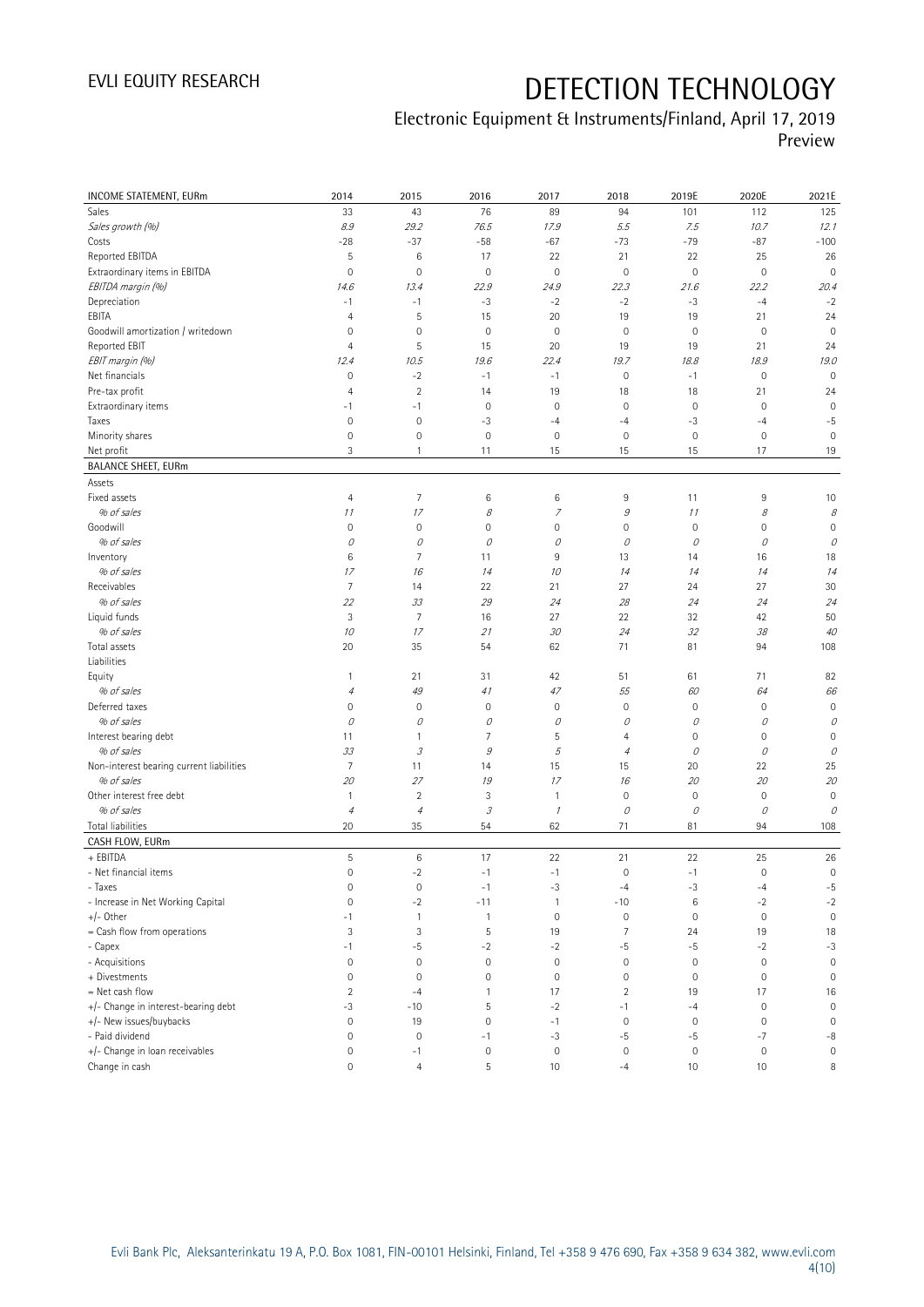| INCOME STATEMENT, EURm | 2014 | 2015 | 2016 | 2017 | 2018 | 2019E | 2020E | 2021E |
|---|---|---|---|---|---|---|---|---|
| Sales | 33 | 43 | 76 | 89 | 94 | 101 | 112 | 125 |
| *Sales growth (%)* | *8.9* | *29.2* | *76.5* | *17.9* | *5.5* | *7.5* | *10.7* | *12.1* |
| Costs | -28 | -37 | -58 | -67 | -73 | -79 | -87 | -100 |
| Reported EBITDA | 5 | 6 | 17 | 22 | 21 | 22 | 25 | 26 |
| Extraordinary items in EBITDA | 0 | 0 | 0 | 0 | 0 | 0 | 0 | 0 |
| *EBITDA margin (%)* | *14.6* | *13.4* | *22.9* | *24.9* | *22.3* | *21.6* | *22.2* | *20.4* |
| Depreciation | -1 | -1 | -3 | -2 | -2 | -3 | -4 | -2 |
| EBITA | 4 | 5 | 15 | 20 | 19 | 19 | 21 | 24 |
| Goodwill amortization / writedown | 0 | 0 | 0 | 0 | 0 | 0 | 0 | 0 |
| Reported EBIT | 4 | 5 | 15 | 20 | 19 | 19 | 21 | 24 |
| *EBIT margin (%)* | *12.4* | *10.5* | *19.6* | *22.4* | *19.7* | *18.8* | *18.9* | *19.0* |
| Net financials | 0 | -2 | -1 | -1 | 0 | -1 | 0 | 0 |
| Pre-tax profit | 4 | 2 | 14 | 19 | 18 | 18 | 21 | 24 |
| Extraordinary items | -1 | -1 | 0 | 0 | 0 | 0 | 0 | 0 |
| Taxes | 0 | 0 | -3 | -4 | -4 | -3 | -4 | -5 |
| Minority shares | 0 | 0 | 0 | 0 | 0 | 0 | 0 | 0 |
| Net profit | 3 | 1 | 11 | 15 | 15 | 15 | 17 | 19 |
| **BALANCE SHEET, EURm** | | | | | | | | |
| Assets | | | | | | | | |
| Fixed assets | 4 | 7 | 6 | 6 | 9 | 11 | 9 | 10 |
| *% of sales* | *11* | *17* | *8* | *7* | *9* | *11* | *8* | *8* |
| Goodwill | 0 | 0 | 0 | 0 | 0 | 0 | 0 | 0 |
| *% of sales* | *0* | *0* | *0* | *0* | *0* | *0* | *0* | *0* |
| Inventory | 6 | 7 | 11 | 9 | 13 | 14 | 16 | 18 |
| *% of sales* | *17* | *16* | *14* | *10* | *14* | *14* | *14* | *14* |
| Receivables | 7 | 14 | 22 | 21 | 27 | 24 | 27 | 30 |
| *% of sales* | *22* | *33* | *29* | *24* | *28* | *24* | *24* | *24* |
| Liquid funds | 3 | 7 | 16 | 27 | 22 | 32 | 42 | 50 |
| *% of sales* | *10* | *17* | *21* | *30* | *24* | *32* | *38* | *40* |
| Total assets | 20 | 35 | 54 | 62 | 71 | 81 | 94 | 108 |
| Liabilities | | | | | | | | |
| Equity | 1 | 21 | 31 | 42 | 51 | 61 | 71 | 82 |
| *% of sales* | *4* | *49* | *41* | *47* | *55* | *60* | *64* | *66* |
| Deferred taxes | 0 | 0 | 0 | 0 | 0 | 0 | 0 | 0 |
| *% of sales* | *0* | *0* | *0* | *0* | *0* | *0* | *0* | *0* |
| Interest bearing debt | 11 | 1 | 7 | 5 | 4 | 0 | 0 | 0 |
| *% of sales* | *33* | *3* | *9* | *5* | *4* | *0* | *0* | *0* |
| Non-interest bearing current liabilities | 7 | 11 | 14 | 15 | 15 | 20 | 22 | 25 |
| *% of sales* | *20* | *27* | *19* | *17* | *16* | *20* | *20* | *20* |
| Other interest free debt | 1 | 2 | 3 | 1 | 0 | 0 | 0 | 0 |
| *% of sales* | *4* | *4* | *3* | *1* | *0* | *0* | *0* | *0* |
| Total liabilities | 20 | 35 | 54 | 62 | 71 | 81 | 94 | 108 |
| **CASH FLOW, EURm** | | | | | | | | |
| + EBITDA | 5 | 6 | 17 | 22 | 21 | 22 | 25 | 26 |
| - Net financial items | 0 | -2 | -1 | -1 | 0 | -1 | 0 | 0 |
| - Taxes | 0 | 0 | -1 | -3 | -4 | -3 | -4 | -5 |
| - Increase in Net Working Capital | 0 | -2 | -11 | 1 | -10 | 6 | -2 | -2 |
| +/- Other | -1 | 1 | 1 | 0 | 0 | 0 | 0 | 0 |
| = Cash flow from operations | 3 | 3 | 5 | 19 | 7 | 24 | 19 | 18 |
| - Capex | -1 | -5 | -2 | -2 | -5 | -5 | -2 | -3 |
| - Acquisitions | 0 | 0 | 0 | 0 | 0 | 0 | 0 | 0 |
| + Divestments | 0 | 0 | 0 | 0 | 0 | 0 | 0 | 0 |
| = Net cash flow | 2 | -4 | 1 | 17 | 2 | 19 | 17 | 16 |
| +/- Change in interest-bearing debt | -3 | -10 | 5 | -2 | -1 | -4 | 0 | 0 |
| +/- New issues/buybacks | 0 | 19 | 0 | -1 | 0 | 0 | 0 | 0 |
| - Paid dividend | 0 | 0 | -1 | -3 | -5 | -5 | -7 | -8 |
| +/- Change in loan receivables | 0 | -1 | 0 | 0 | 0 | 0 | 0 | 0 |
| Change in cash | 0 | 4 | 5 | 10 | -4 | 10 | 10 | 8 |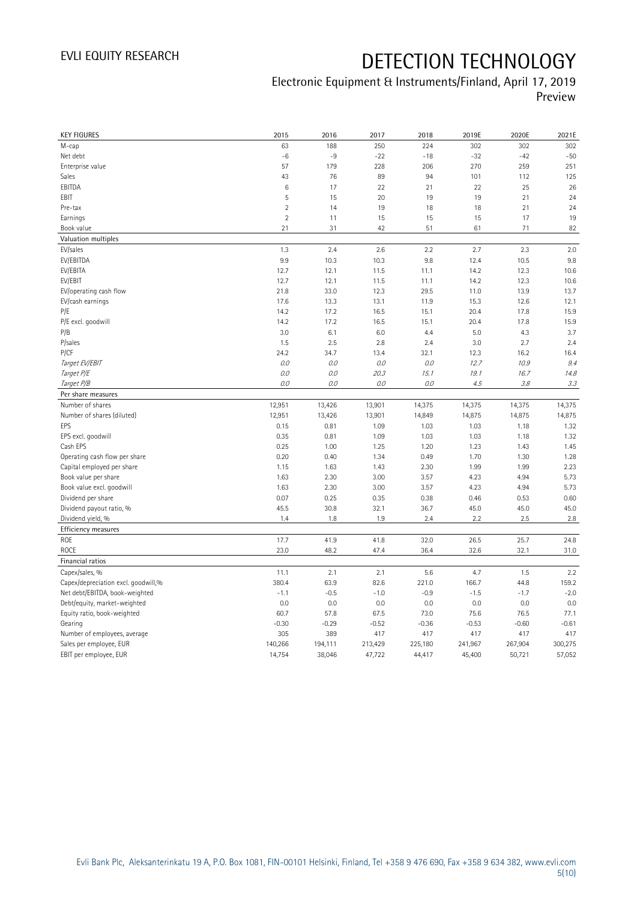# DETECTION TECHNOLOGY

Electronic Equipment & Instruments/Finland, April 17, 2019
Preview

| KEY FIGURES | 2015 | 2016 | 2017 | 2018 | 2019E | 2020E | 2021E |
|---|---|---|---|---|---|---|---|
| M-cap | 63 | 188 | 250 | 224 | 302 | 302 | 302 |
| Net debt | -6 | -9 | -22 | -18 | -32 | -42 | -50 |
| Enterprise value | 57 | 179 | 228 | 206 | 270 | 259 | 251 |
| Sales | 43 | 76 | 89 | 94 | 101 | 112 | 125 |
| EBITDA | 6 | 17 | 22 | 21 | 22 | 25 | 26 |
| EBIT | 5 | 15 | 20 | 19 | 19 | 21 | 24 |
| Pre-tax | 2 | 14 | 19 | 18 | 18 | 21 | 24 |
| Earnings | 2 | 11 | 15 | 15 | 15 | 17 | 19 |
| Book value | 21 | 31 | 42 | 51 | 61 | 71 | 82 |
| **Valuation multiples** | | | | | | | |
| EV/sales | 1.3 | 2.4 | 2.6 | 2.2 | 2.7 | 2.3 | 2.0 |
| EV/EBITDA | 9.9 | 10.3 | 10.3 | 9.8 | 12.4 | 10.5 | 9.8 |
| EV/EBITA | 12.7 | 12.1 | 11.5 | 11.1 | 14.2 | 12.3 | 10.6 |
| EV/EBIT | 12.7 | 12.1 | 11.5 | 11.1 | 14.2 | 12.3 | 10.6 |
| EV/operating cash flow | 21.8 | 33.0 | 12.3 | 29.5 | 11.0 | 13.9 | 13.7 |
| EV/cash earnings | 17.6 | 13.3 | 13.1 | 11.9 | 15.3 | 12.6 | 12.1 |
| P/E | 14.2 | 17.2 | 16.5 | 15.1 | 20.4 | 17.8 | 15.9 |
| P/E excl. goodwill | 14.2 | 17.2 | 16.5 | 15.1 | 20.4 | 17.8 | 15.9 |
| P/B | 3.0 | 6.1 | 6.0 | 4.4 | 5.0 | 4.3 | 3.7 |
| P/sales | 1.5 | 2.5 | 2.8 | 2.4 | 3.0 | 2.7 | 2.4 |
| P/CF | 24.2 | 34.7 | 13.4 | 32.1 | 12.3 | 16.2 | 16.4 |
| *Target EV/EBIT* | *0.0* | *0.0* | *0.0* | *0.0* | *12.7* | *10.9* | *9.4* |
| *Target P/E* | *0.0* | *0.0* | *20.3* | *15.1* | *19.1* | *16.7* | *14.8* |
| *Target P/B* | *0.0* | *0.0* | *0.0* | *0.0* | *4.5* | *3.8* | *3.3* |
| **Per share measures** | | | | | | | |
| Number of shares | 12,951 | 13,426 | 13,901 | 14,375 | 14,375 | 14,375 | 14,375 |
| Number of shares (diluted) | 12,951 | 13,426 | 13,901 | 14,849 | 14,875 | 14,875 | 14,875 |
| EPS | 0.15 | 0.81 | 1.09 | 1.03 | 1.03 | 1.18 | 1.32 |
| EPS excl. goodwill | 0.35 | 0.81 | 1.09 | 1.03 | 1.03 | 1.18 | 1.32 |
| Cash EPS | 0.25 | 1.00 | 1.25 | 1.20 | 1.23 | 1.43 | 1.45 |
| Operating cash flow per share | 0.20 | 0.40 | 1.34 | 0.49 | 1.70 | 1.30 | 1.28 |
| Capital employed per share | 1.15 | 1.63 | 1.43 | 2.30 | 1.99 | 1.99 | 2.23 |
| Book value per share | 1.63 | 2.30 | 3.00 | 3.57 | 4.23 | 4.94 | 5.73 |
| Book value excl. goodwill | 1.63 | 2.30 | 3.00 | 3.57 | 4.23 | 4.94 | 5.73 |
| Dividend per share | 0.07 | 0.25 | 0.35 | 0.38 | 0.46 | 0.53 | 0.60 |
| Dividend payout ratio, % | 45.5 | 30.8 | 32.1 | 36.7 | 45.0 | 45.0 | 45.0 |
| Dividend yield, % | 1.4 | 1.8 | 1.9 | 2.4 | 2.2 | 2.5 | 2.8 |
| **Efficiency measures** | | | | | | | |
| ROE | 17.7 | 41.9 | 41.8 | 32.0 | 26.5 | 25.7 | 24.8 |
| ROCE | 23.0 | 48.2 | 47.4 | 36.4 | 32.6 | 32.1 | 31.0 |
| **Financial ratios** | | | | | | | |
| Capex/sales, % | 11.1 | 2.1 | 2.1 | 5.6 | 4.7 | 1.5 | 2.2 |
| Capex/depreciation excl. goodwill,% | 380.4 | 63.9 | 82.6 | 221.0 | 166.7 | 44.8 | 159.2 |
| Net debt/EBITDA, book-weighted | -1.1 | -0.5 | -1.0 | -0.9 | -1.5 | -1.7 | -2.0 |
| Debt/equity, market-weighted | 0.0 | 0.0 | 0.0 | 0.0 | 0.0 | 0.0 | 0.0 |
| Equity ratio, book-weighted | 60.7 | 57.8 | 67.5 | 73.0 | 75.6 | 76.5 | 77.1 |
| Gearing | -0.30 | -0.29 | -0.52 | -0.36 | -0.53 | -0.60 | -0.61 |
| Number of employees, average | 305 | 389 | 417 | 417 | 417 | 417 | 417 |
| Sales per employee, EUR | 140,266 | 194,111 | 213,429 | 225,180 | 241,967 | 267,904 | 300,275 |
| EBIT per employee, EUR | 14,754 | 38,046 | 47,722 | 44,417 | 45,400 | 50,721 | 57,052 |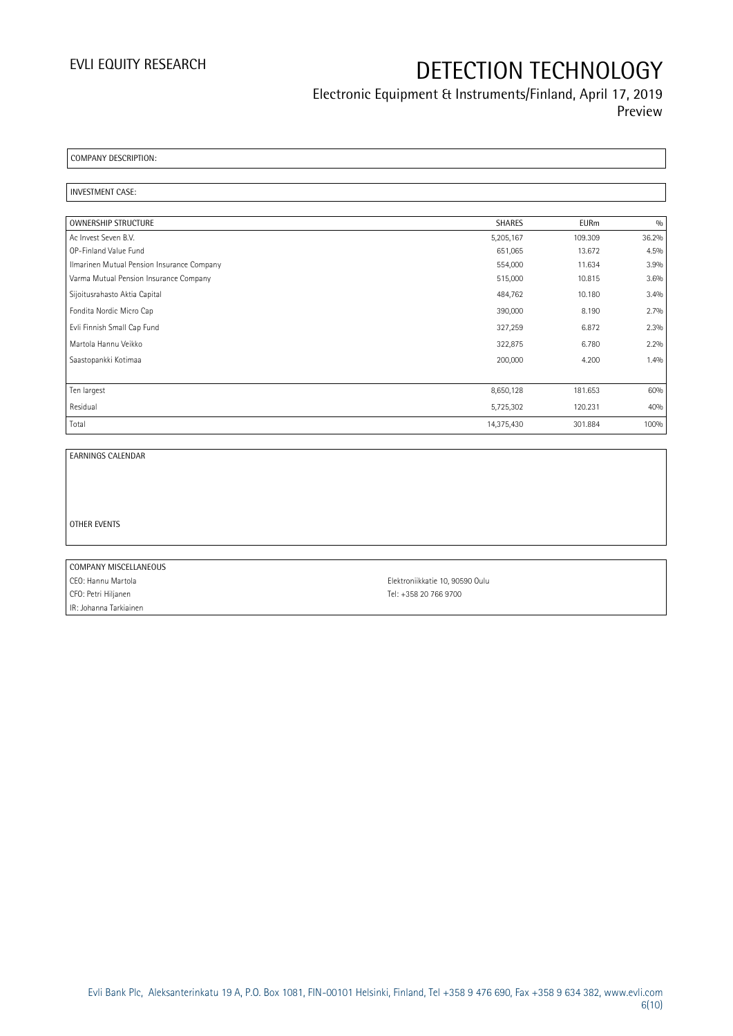COMPANY DESCRIPTION:

INVESTMENT CASE:

| OWNERSHIP STRUCTURE | SHARES | EURm | % |
|---|---|---|---|
| Ac Invest Seven B.V. | 5,205,167 | 109.309 | 36.2% |
| OP-Finland Value Fund | 651,065 | 13.672 | 4.5% |
| Ilmarinen Mutual Pension Insurance Company | 554,000 | 11.634 | 3.9% |
| Varma Mutual Pension Insurance Company | 515,000 | 10.815 | 3.6% |
| Sijoitusrahasto Aktia Capital | 484,762 | 10.180 | 3.4% |
| Fondita Nordic Micro Cap | 390,000 | 8.190 | 2.7% |
| Evli Finnish Small Cap Fund | 327,259 | 6.872 | 2.3% |
| Martola Hannu Veikko | 322,875 | 6.780 | 2.2% |
| Saastopankki Kotimaa | 200,000 | 4.200 | 1.4% |
| | | | |
| Ten largest | 8,650,128 | 181.653 | 60% |
| Residual | 5,725,302 | 120.231 | 40% |
| Total | 14,375,430 | 301.884 | 100% |

EARNINGS CALENDAR

OTHER EVENTS

COMPANY MISCELLANEOUS

CEO: Hannu Martola

CFO: Petri Hiljanen

IR: Johanna Tarkiainen

Elektroniikkatie 10, 90590 Oulu

Tel: +358 20 766 9700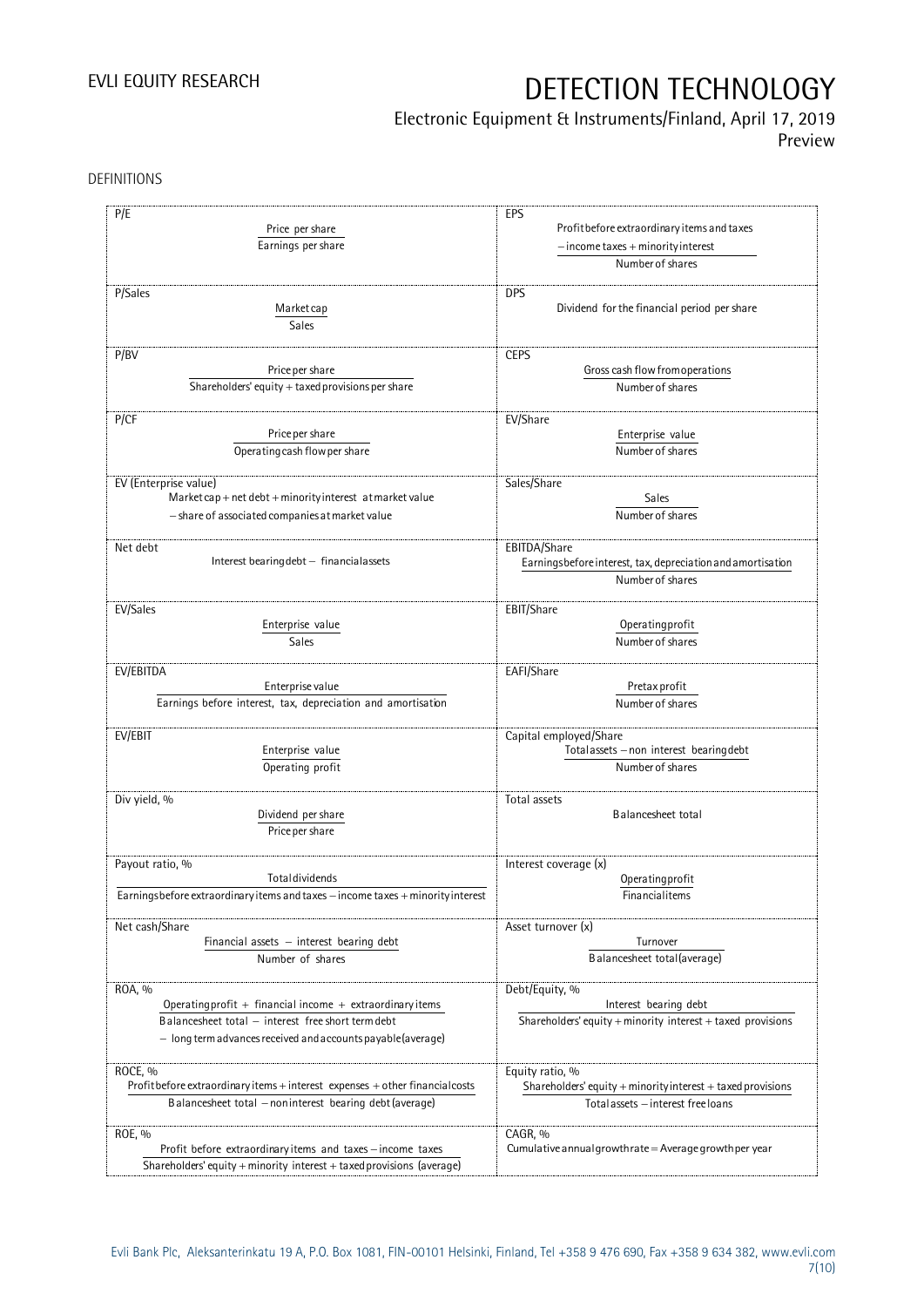DEFINITIONS

| P/E | EPS |
| --- | --- |
| $\frac{\text{Price per share}}{\text{Earnings per share}}$ | $\frac{\text{Profit before extraordinary items and taxes} - \text{income taxes} + \text{minority interest}}{\text{Number of shares}}$ |
| **P/Sales** | **DPS** |
| $\frac{\text{Market cap}}{\text{Sales}}$ | Dividend for the financial period per share |
| **P/BV** | **CEPS** |
| $\frac{\text{Price per share}}{\text{Shareholders' equity} + \text{taxed provisions per share}}$ | $\frac{\text{Gross cash flow from operations}}{\text{Number of shares}}$ |
| **P/CF** | **EV/Share** |
| $\frac{\text{Price per share}}{\text{Operating cash flow per share}}$ | $\frac{\text{Enterprise value}}{\text{Number of shares}}$ |
| **EV (Enterprise value)** | **Sales/Share** |
| Market cap + net debt + minority interest at market value − share of associated companies at market value | $\frac{\text{Sales}}{\text{Number of shares}}$ |
| **Net debt** | **EBITDA/Share** |
| Interest bearing debt − financial assets | $\frac{\text{Earnings before interest, tax, depreciation and amortisation}}{\text{Number of shares}}$ |
| **EV/Sales** | **EBIT/Share** |
| $\frac{\text{Enterprise value}}{\text{Sales}}$ | $\frac{\text{Operating profit}}{\text{Number of shares}}$ |
| **EV/EBITDA** | **EAFI/Share** |
| $\frac{\text{Enterprise value}}{\text{Earnings before interest, tax, depreciation and amortisation}}$ | $\frac{\text{Pretax profit}}{\text{Number of shares}}$ |
| **EV/EBIT** | **Capital employed/Share** |
| $\frac{\text{Enterprise value}}{\text{Operating profit}}$ | $\frac{\text{Total assets} - \text{non interest bearing debt}}{\text{Number of shares}}$ |
| **Div yield, %** | **Total assets** |
| $\frac{\text{Dividend per share}}{\text{Price per share}}$ | Balancesheet total |
| **Payout ratio, %** | **Interest coverage (x)** |
| $\frac{\text{Total dividends}}{\text{Earnings before extraordinary items and taxes} - \text{income taxes} + \text{minority interest}}$ | $\frac{\text{Operating profit}}{\text{Financial items}}$ |
| **Net cash/Share** | **Asset turnover (x)** |
| $\frac{\text{Financial assets} - \text{interest bearing debt}}{\text{Number of shares}}$ | $\frac{\text{Turnover}}{\text{Balancesheet total (average)}}$ |
| **ROA, %** | **Debt/Equity, %** |
| $\frac{\text{Operating profit} + \text{financial income} + \text{extraordinary items}}{\text{Balancesheet total} - \text{interest free short term debt} - \text{long term advances received and accounts payable (average)}}$ | $\frac{\text{Interest bearing debt}}{\text{Shareholders' equity} + \text{minority interest} + \text{taxed provisions}}$ |
| **ROCE, %** | **Equity ratio, %** |
| $\frac{\text{Profit before extraordinary items} + \text{interest expenses} + \text{other financial costs}}{\text{Balancesheet total} - \text{noninterest bearing debt (average)}}$ | $\frac{\text{Shareholders' equity} + \text{minority interest} + \text{taxed provisions}}{\text{Total assets} - \text{interest free loans}}$ |
| **ROE, %** | **CAGR, %** |
| $\frac{\text{Profit before extraordinary items and taxes} - \text{income taxes}}{\text{Shareholders' equity} + \text{minority interest} + \text{taxed provisions (average)}}$ | Cumulative annual growth rate = Average growth per year |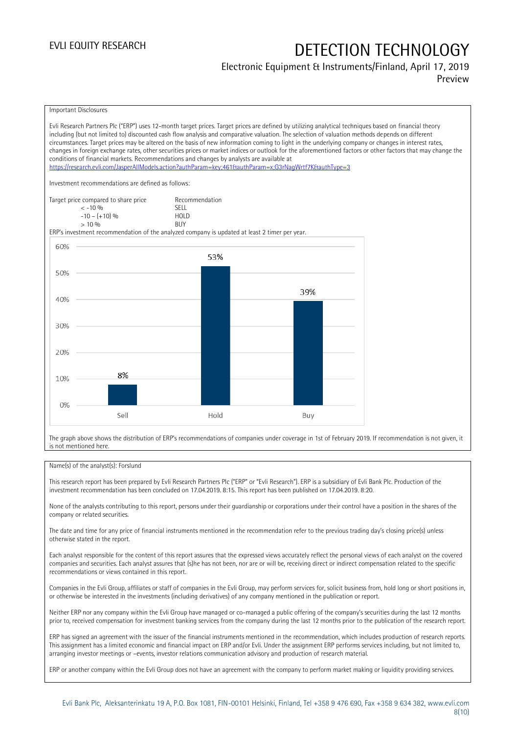Important Disclosures

Evli Research Partners Plc ("ERP") uses 12-month target prices. Target prices are defined by utilizing analytical techniques based on financial theory including (but not limited to) discounted cash flow analysis and comparative valuation. The selection of valuation methods depends on different circumstances. Target prices may be altered on the basis of new information coming to light in the underlying company or changes in interest rates, changes in foreign exchange rates, other securities prices or market indices or outlook for the aforementioned factors or other factors that may change the conditions of financial markets. Recommendations and changes by analysts are available at https://research.evli.com/JasperAllModels.action?authParam=key;461&authParam=x;G3rNagWrtf7K&authType=3

Investment recommendations are defined as follows:

| Target price compared to share price | Recommendation |
|---|---|
| < -10 % | SELL |
| -10 – (+10) % | HOLD |
| > 10 % | BUY |

ERP's investment recommendation of the analyzed company is updated at least 2 timer per year.

| | Sell | Hold | Buy |
|---|---|---|---|
| Share of recommendations | 8% | 53% | 39% |

The graph above shows the distribution of ERP's recommendations of companies under coverage in 1st of February 2019. If recommendation is not given, it is not mentioned here.

Name(s) of the analyst(s): Forslund

This research report has been prepared by Evli Research Partners Plc ("ERP" or "Evli Research"). ERP is a subsidiary of Evli Bank Plc. Production of the investment recommendation has been concluded on 17.04.2019. 8:15. This report has been published on 17.04.2019. 8:20.

None of the analysts contributing to this report, persons under their guardianship or corporations under their control have a position in the shares of the company or related securities.

The date and time for any price of financial instruments mentioned in the recommendation refer to the previous trading day's closing price(s) unless otherwise stated in the report.

Each analyst responsible for the content of this report assures that the expressed views accurately reflect the personal views of each analyst on the covered companies and securities. Each analyst assures that (s)he has not been, nor are or will be, receiving direct or indirect compensation related to the specific recommendations or views contained in this report.

Companies in the Evli Group, affiliates or staff of companies in the Evli Group, may perform services for, solicit business from, hold long or short positions in, or otherwise be interested in the investments (including derivatives) of any company mentioned in the publication or report.

Neither ERP nor any company within the Evli Group have managed or co-managed a public offering of the company's securities during the last 12 months prior to, received compensation for investment banking services from the company during the last 12 months prior to the publication of the research report.

ERP has signed an agreement with the issuer of the financial instruments mentioned in the recommendation, which includes production of research reports. This assignment has a limited economic and financial impact on ERP and/or Evli. Under the assignment ERP performs services including, but not limited to, arranging investor meetings or –events, investor relations communication advisory and production of research material.

ERP or another company within the Evli Group does not have an agreement with the company to perform market making or liquidity providing services.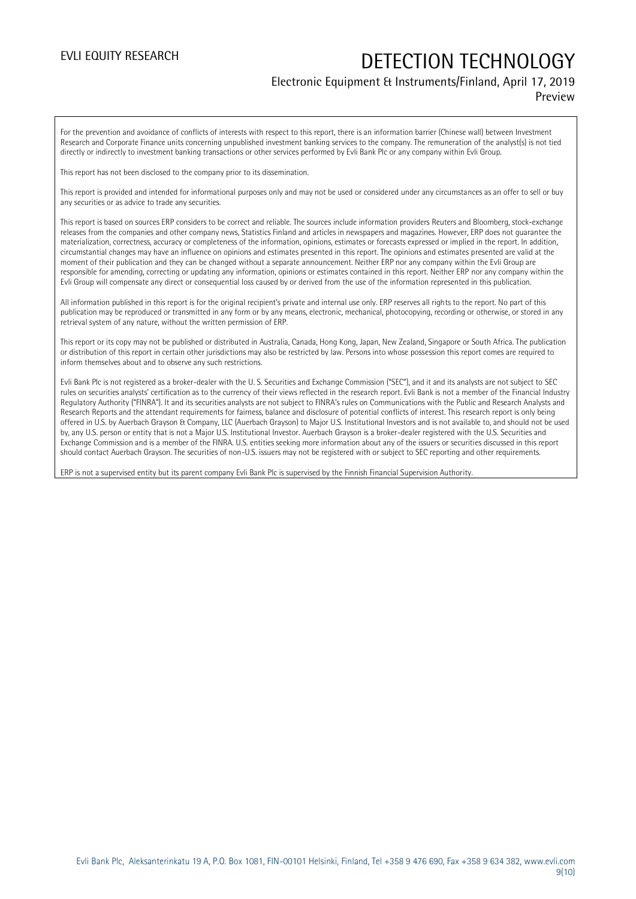For the prevention and avoidance of conflicts of interests with respect to this report, there is an information barrier (Chinese wall) between Investment Research and Corporate Finance units concerning unpublished investment banking services to the company. The remuneration of the analyst(s) is not tied directly or indirectly to investment banking transactions or other services performed by Evli Bank Plc or any company within Evli Group.

This report has not been disclosed to the company prior to its dissemination.

This report is provided and intended for informational purposes only and may not be used or considered under any circumstances as an offer to sell or buy any securities or as advice to trade any securities.

This report is based on sources ERP considers to be correct and reliable. The sources include information providers Reuters and Bloomberg, stock-exchange releases from the companies and other company news, Statistics Finland and articles in newspapers and magazines. However, ERP does not guarantee the materialization, correctness, accuracy or completeness of the information, opinions, estimates or forecasts expressed or implied in the report. In addition, circumstantial changes may have an influence on opinions and estimates presented in this report. The opinions and estimates presented are valid at the moment of their publication and they can be changed without a separate announcement. Neither ERP nor any company within the Evli Group are responsible for amending, correcting or updating any information, opinions or estimates contained in this report. Neither ERP nor any company within the Evli Group will compensate any direct or consequential loss caused by or derived from the use of the information represented in this publication.

All information published in this report is for the original recipient's private and internal use only. ERP reserves all rights to the report. No part of this publication may be reproduced or transmitted in any form or by any means, electronic, mechanical, photocopying, recording or otherwise, or stored in any retrieval system of any nature, without the written permission of ERP.

This report or its copy may not be published or distributed in Australia, Canada, Hong Kong, Japan, New Zealand, Singapore or South Africa. The publication or distribution of this report in certain other jurisdictions may also be restricted by law. Persons into whose possession this report comes are required to inform themselves about and to observe any such restrictions.

Evli Bank Plc is not registered as a broker-dealer with the U. S. Securities and Exchange Commission ("SEC"), and it and its analysts are not subject to SEC rules on securities analysts' certification as to the currency of their views reflected in the research report. Evli Bank is not a member of the Financial Industry Regulatory Authority ("FINRA"). It and its securities analysts are not subject to FINRA's rules on Communications with the Public and Research Analysts and Research Reports and the attendant requirements for fairness, balance and disclosure of potential conflicts of interest. This research report is only being offered in U.S. by Auerbach Grayson & Company, LLC (Auerbach Grayson) to Major U.S. Institutional Investors and is not available to, and should not be used by, any U.S. person or entity that is not a Major U.S. Institutional Investor. Auerbach Grayson is a broker-dealer registered with the U.S. Securities and Exchange Commission and is a member of the FINRA. U.S. entities seeking more information about any of the issuers or securities discussed in this report should contact Auerbach Grayson. The securities of non-U.S. issuers may not be registered with or subject to SEC reporting and other requirements.

ERP is not a supervised entity but its parent company Evli Bank Plc is supervised by the Finnish Financial Supervision Authority.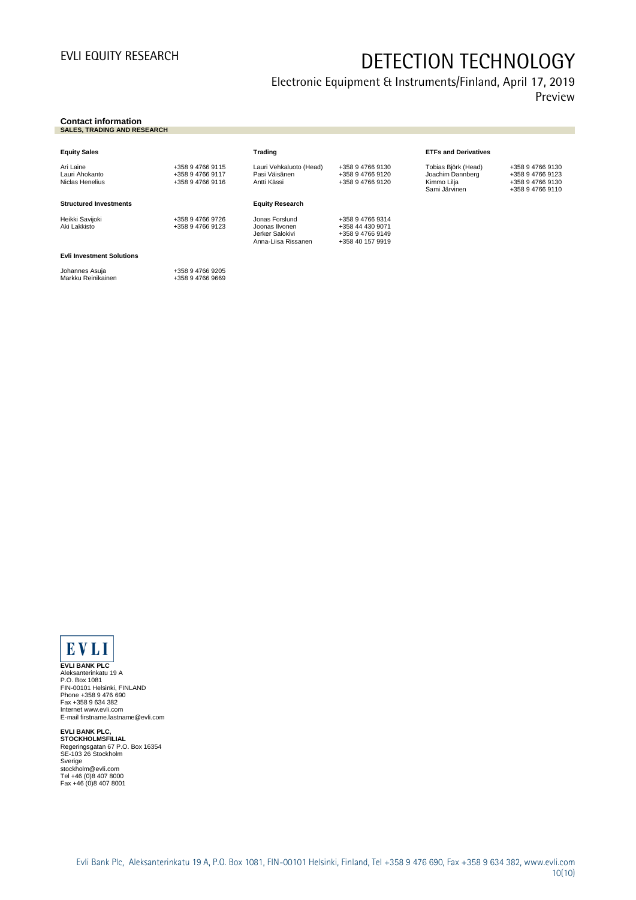## Contact information

**SALES, TRADING AND RESEARCH**

**Equity Sales**

| | |
|---|---|
| Ari Laine | +358 9 4766 9115 |
| Lauri Ahokanto | +358 9 4766 9117 |
| Niclas Henelius | +358 9 4766 9116 |

**Structured Investments**

| | |
|---|---|
| Heikki Savijoki | +358 9 4766 9726 |
| Aki Lakkisto | +358 9 4766 9123 |

**Evli Investment Solutions**

| | |
|---|---|
| Johannes Asuja | +358 9 4766 9205 |
| Markku Reinikainen | +358 9 4766 9669 |

**Trading**

| | |
|---|---|
| Lauri Vehkaluoto (Head) | +358 9 4766 9130 |
| Pasi Väisänen | +358 9 4766 9120 |
| Antti Kässi | +358 9 4766 9120 |

**Equity Research**

| | |
|---|---|
| Jonas Forslund | +358 9 4766 9314 |
| Joonas Ilvonen | +358 44 430 9071 |
| Jerker Salokivi | +358 9 4766 9149 |
| Anna-Liisa Rissanen | +358 40 157 9919 |

**ETFs and Derivatives**

| | |
|---|---|
| Tobias Björk (Head) | +358 9 4766 9130 |
| Joachim Dannberg | +358 9 4766 9123 |
| Kimmo Lilja | +358 9 4766 9130 |
| Sami Järvinen | +358 9 4766 9110 |

**EVLI BANK PLC**
Aleksanterinkatu 19 A
P.O. Box 1081
FIN-00101 Helsinki, FINLAND
Phone +358 9 476 690
Fax +358 9 634 382
Internet www.evli.com
E-mail firstname.lastname@evli.com

**EVLI BANK PLC, STOCKHOLMSFILIAL**
Regeringsgatan 67 P.O. Box 16354
SE-103 26 Stockholm
Sverige
stockholm@evli.com
Tel +46 (0)8 407 8000
Fax +46 (0)8 407 8001